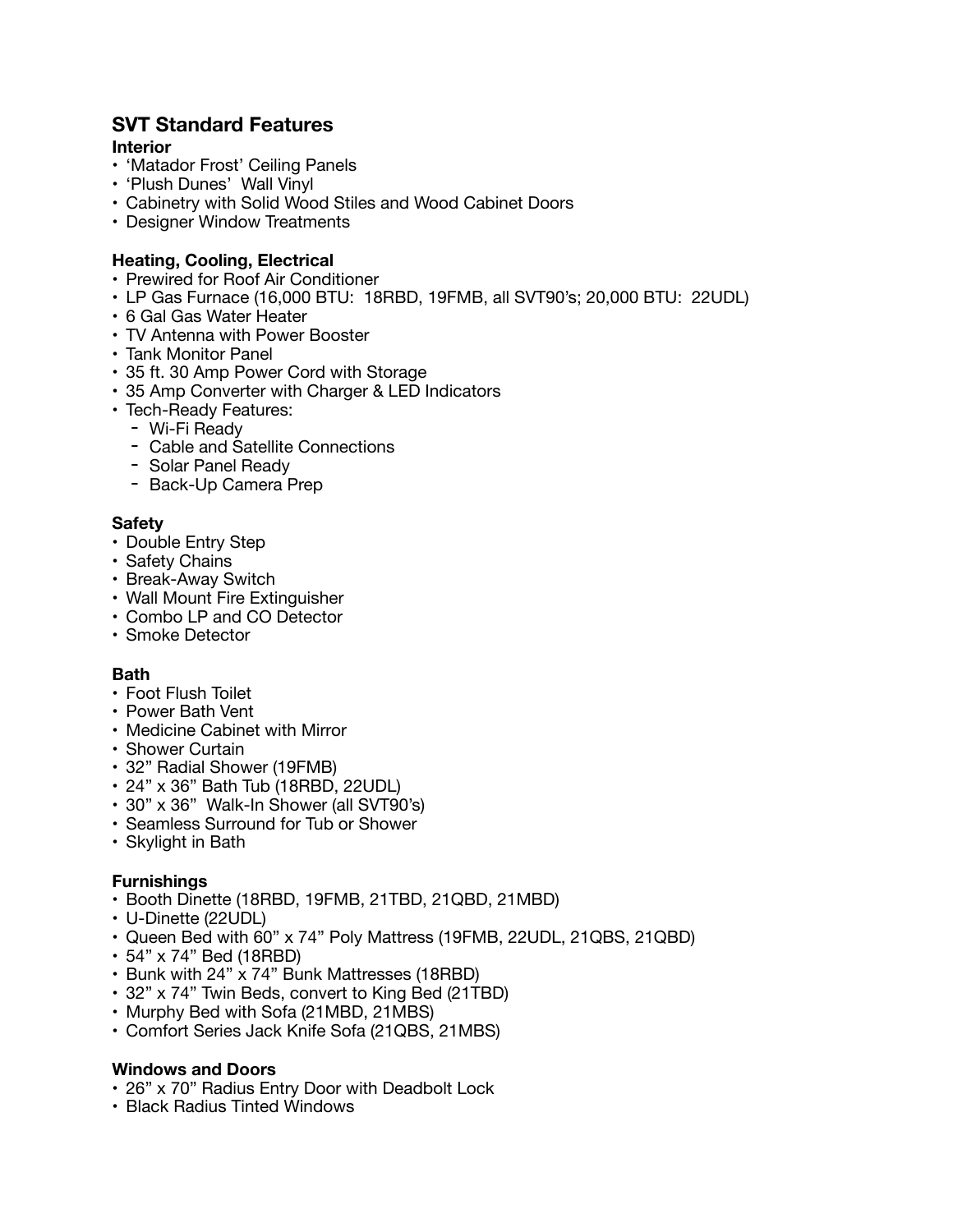## SVT Standard Features

### Interior

- 'Matador Frost' Ceiling Panels
- 'Plush Dunes' Wall Vinyl
- Cabinetry with Solid Wood Stiles and Wood Cabinet Doors
- Designer Window Treatments

### Heating, Cooling, Electrical

- Prewired for Roof Air Conditioner
- LP Gas Furnace (16,000 BTU: 18RBD, 19FMB, all SVT90's; 20,000 BTU: 22UDL)
- 6 Gal Gas Water Heater
- TV Antenna with Power Booster
- Tank Monitor Panel
- 35 ft. 30 Amp Power Cord with Storage
- 35 Amp Converter with Charger & LED Indicators
- Tech-Ready Features:
  - Wi-Fi Ready
  - Cable and Satellite Connections
  - Solar Panel Ready
  - Back-Up Camera Prep

### Safety

- Double Entry Step
- Safety Chains
- Break-Away Switch
- Wall Mount Fire Extinguisher
- Combo LP and CO Detector
- Smoke Detector

### Bath

- Foot Flush Toilet
- Power Bath Vent
- Medicine Cabinet with Mirror
- Shower Curtain
- 32" Radial Shower (19FMB)
- 24" x 36" Bath Tub (18RBD, 22UDL)
- 30" x 36" Walk-In Shower (all SVT90's)
- Seamless Surround for Tub or Shower
- Skylight in Bath

### Furnishings

- Booth Dinette (18RBD, 19FMB, 21TBD, 21QBD, 21MBD)
- U-Dinette (22UDL)
- Queen Bed with 60" x 74" Poly Mattress (19FMB, 22UDL, 21QBS, 21QBD)
- 54" x 74" Bed (18RBD)
- Bunk with 24" x 74" Bunk Mattresses (18RBD)
- 32" x 74" Twin Beds, convert to King Bed (21TBD)
- Murphy Bed with Sofa (21MBD, 21MBS)
- Comfort Series Jack Knife Sofa (21QBS, 21MBS)

### Windows and Doors

- 26" x 70" Radius Entry Door with Deadbolt Lock
- Black Radius Tinted Windows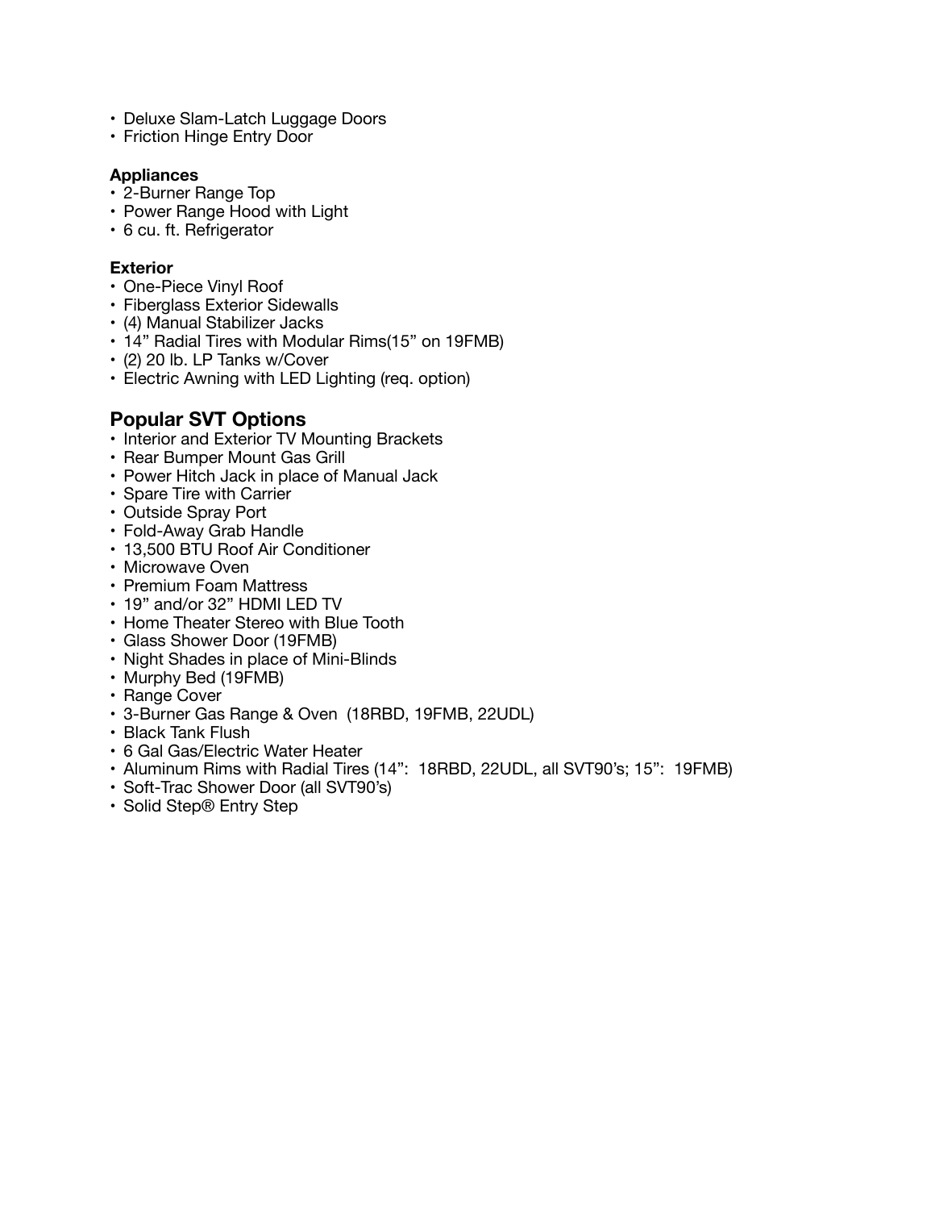- Deluxe Slam-Latch Luggage Doors
- Friction Hinge Entry Door

**Appliances**
- 2-Burner Range Top
- Power Range Hood with Light
- 6 cu. ft. Refrigerator

**Exterior**
- One-Piece Vinyl Roof
- Fiberglass Exterior Sidewalls
- (4) Manual Stabilizer Jacks
- 14" Radial Tires with Modular Rims(15" on 19FMB)
- (2) 20 lb. LP Tanks w/Cover
- Electric Awning with LED Lighting (req. option)

## Popular SVT Options
- Interior and Exterior TV Mounting Brackets
- Rear Bumper Mount Gas Grill
- Power Hitch Jack in place of Manual Jack
- Spare Tire with Carrier
- Outside Spray Port
- Fold-Away Grab Handle
- 13,500 BTU Roof Air Conditioner
- Microwave Oven
- Premium Foam Mattress
- 19" and/or 32" HDMI LED TV
- Home Theater Stereo with Blue Tooth
- Glass Shower Door (19FMB)
- Night Shades in place of Mini-Blinds
- Murphy Bed (19FMB)
- Range Cover
- 3-Burner Gas Range & Oven (18RBD, 19FMB, 22UDL)
- Black Tank Flush
- 6 Gal Gas/Electric Water Heater
- Aluminum Rims with Radial Tires (14": 18RBD, 22UDL, all SVT90's; 15": 19FMB)
- Soft-Trac Shower Door (all SVT90's)
- Solid Step® Entry Step